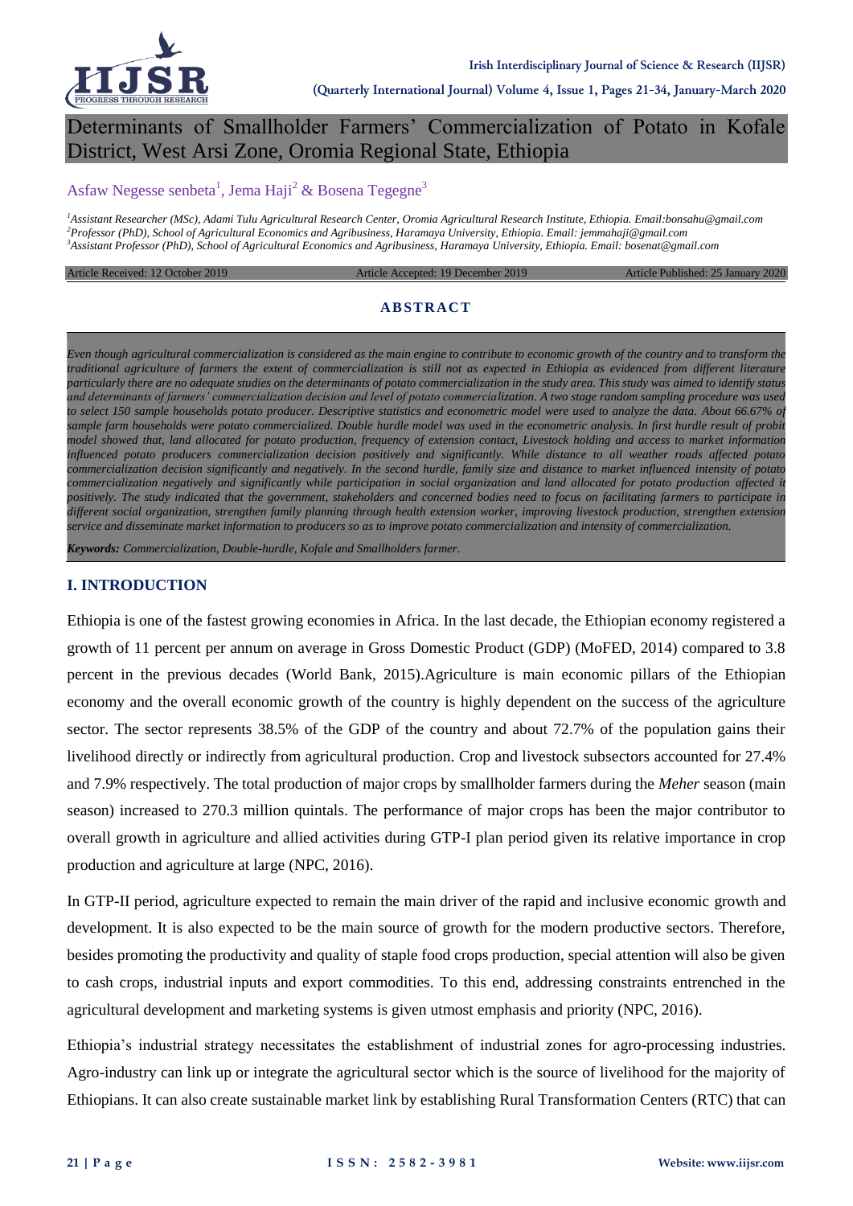# Determinants of Smallholder Farmers' Commercialization of Potato in Kofale District, West Arsi Zone, Oromia Regional State, Ethiopia

Asfaw Negesse senbeta[1], Jema Haji[2] & Bosena Tegegne[3]

[1]*Assistant Researcher (MSc), Adami Tulu Agricultural Research Center, Oromia Agricultural Research Institute, Ethiopia. Email:bonsahu@gmail.com*
[2]*Professor (PhD), School of Agricultural Economics and Agribusiness, Haramaya University, Ethiopia. Email: jemmahaji@gmail.com*
[3]*Assistant Professor (PhD), School of Agricultural Economics and Agribusiness, Haramaya University, Ethiopia. Email: bosenat@gmail.com*

Article Received: 12 October 2019 | Article Accepted: 19 December 2019 | Article Published: 25 January 2020

### ABSTRACT

*Even though agricultural commercialization is considered as the main engine to contribute to economic growth of the country and to transform the traditional agriculture of farmers the extent of commercialization is still not as expected in Ethiopia as evidenced from different literature particularly there are no adequate studies on the determinants of potato commercialization in the study area. This study was aimed to identify status and determinants of farmers' commercialization decision and level of potato commercialization. A two stage random sampling procedure was used to select 150 sample households potato producer. Descriptive statistics and econometric model were used to analyze the data. About 66.67% of sample farm households were potato commercialized. Double hurdle model was used in the econometric analysis. In first hurdle result of probit model showed that, land allocated for potato production, frequency of extension contact, Livestock holding and access to market information influenced potato producers commercialization decision positively and significantly. While distance to all weather roads affected potato commercialization decision significantly and negatively. In the second hurdle, family size and distance to market influenced intensity of potato commercialization negatively and significantly while participation in social organization and land allocated for potato production affected it positively. The study indicated that the government, stakeholders and concerned bodies need to focus on facilitating farmers to participate in different social organization, strengthen family planning through health extension worker, improving livestock production, strengthen extension service and disseminate market information to producers so as to improve potato commercialization and intensity of commercialization.*

***Keywords:*** *Commercialization, Double-hurdle, Kofale and Smallholders farmer.*

## I. INTRODUCTION

Ethiopia is one of the fastest growing economies in Africa. In the last decade, the Ethiopian economy registered a growth of 11 percent per annum on average in Gross Domestic Product (GDP) (MoFED, 2014) compared to 3.8 percent in the previous decades (World Bank, 2015).Agriculture is main economic pillars of the Ethiopian economy and the overall economic growth of the country is highly dependent on the success of the agriculture sector. The sector represents 38.5% of the GDP of the country and about 72.7% of the population gains their livelihood directly or indirectly from agricultural production. Crop and livestock subsectors accounted for 27.4% and 7.9% respectively. The total production of major crops by smallholder farmers during the *Meher* season (main season) increased to 270.3 million quintals. The performance of major crops has been the major contributor to overall growth in agriculture and allied activities during GTP-I plan period given its relative importance in crop production and agriculture at large (NPC, 2016).

In GTP-II period, agriculture expected to remain the main driver of the rapid and inclusive economic growth and development. It is also expected to be the main source of growth for the modern productive sectors. Therefore, besides promoting the productivity and quality of staple food crops production, special attention will also be given to cash crops, industrial inputs and export commodities. To this end, addressing constraints entrenched in the agricultural development and marketing systems is given utmost emphasis and priority (NPC, 2016).

Ethiopia's industrial strategy necessitates the establishment of industrial zones for agro-processing industries. Agro-industry can link up or integrate the agricultural sector which is the source of livelihood for the majority of Ethiopians. It can also create sustainable market link by establishing Rural Transformation Centers (RTC) that can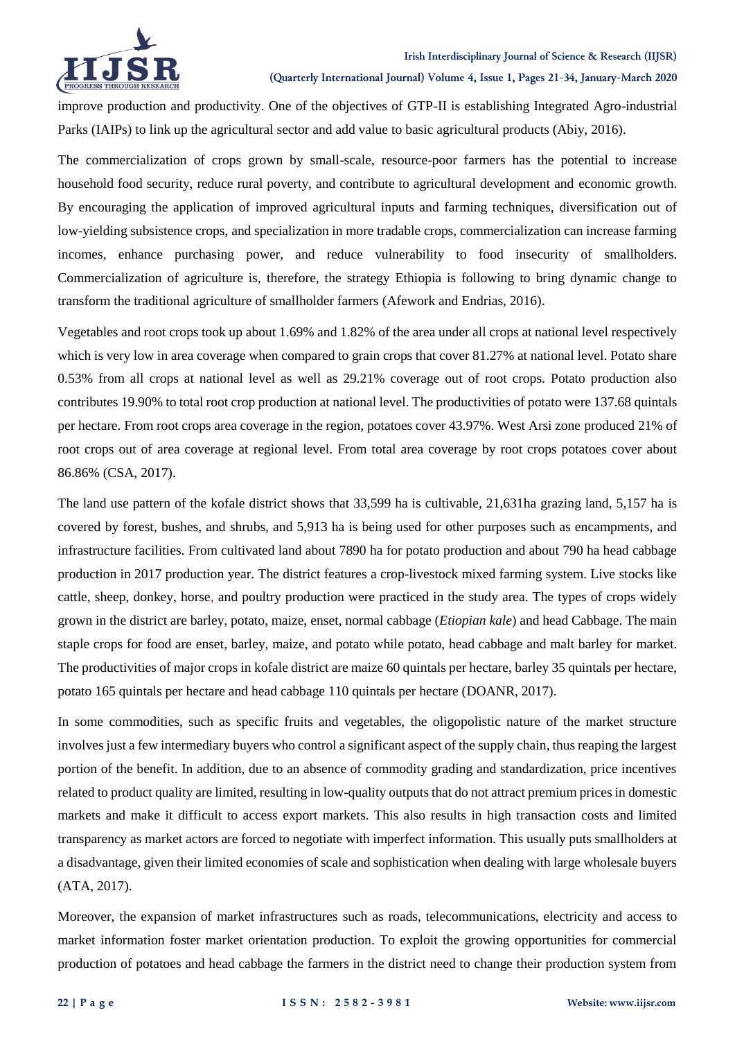improve production and productivity. One of the objectives of GTP-II is establishing Integrated Agro-industrial Parks (IAIPs) to link up the agricultural sector and add value to basic agricultural products (Abiy, 2016).

The commercialization of crops grown by small-scale, resource-poor farmers has the potential to increase household food security, reduce rural poverty, and contribute to agricultural development and economic growth. By encouraging the application of improved agricultural inputs and farming techniques, diversification out of low-yielding subsistence crops, and specialization in more tradable crops, commercialization can increase farming incomes, enhance purchasing power, and reduce vulnerability to food insecurity of smallholders. Commercialization of agriculture is, therefore, the strategy Ethiopia is following to bring dynamic change to transform the traditional agriculture of smallholder farmers (Afework and Endrias, 2016).

Vegetables and root crops took up about 1.69% and 1.82% of the area under all crops at national level respectively which is very low in area coverage when compared to grain crops that cover 81.27% at national level. Potato share 0.53% from all crops at national level as well as 29.21% coverage out of root crops. Potato production also contributes 19.90% to total root crop production at national level. The productivities of potato were 137.68 quintals per hectare. From root crops area coverage in the region, potatoes cover 43.97%. West Arsi zone produced 21% of root crops out of area coverage at regional level. From total area coverage by root crops potatoes cover about 86.86% (CSA, 2017).

The land use pattern of the kofale district shows that 33,599 ha is cultivable, 21,631ha grazing land, 5,157 ha is covered by forest, bushes, and shrubs, and 5,913 ha is being used for other purposes such as encampments, and infrastructure facilities. From cultivated land about 7890 ha for potato production and about 790 ha head cabbage production in 2017 production year. The district features a crop-livestock mixed farming system. Live stocks like cattle, sheep, donkey, horse, and poultry production were practiced in the study area. The types of crops widely grown in the district are barley, potato, maize, enset, normal cabbage (*Etiopian kale*) and head Cabbage. The main staple crops for food are enset, barley, maize, and potato while potato, head cabbage and malt barley for market. The productivities of major crops in kofale district are maize 60 quintals per hectare, barley 35 quintals per hectare, potato 165 quintals per hectare and head cabbage 110 quintals per hectare (DOANR, 2017).

In some commodities, such as specific fruits and vegetables, the oligopolistic nature of the market structure involves just a few intermediary buyers who control a significant aspect of the supply chain, thus reaping the largest portion of the benefit. In addition, due to an absence of commodity grading and standardization, price incentives related to product quality are limited, resulting in low-quality outputs that do not attract premium prices in domestic markets and make it difficult to access export markets. This also results in high transaction costs and limited transparency as market actors are forced to negotiate with imperfect information. This usually puts smallholders at a disadvantage, given their limited economies of scale and sophistication when dealing with large wholesale buyers (ATA, 2017).

Moreover, the expansion of market infrastructures such as roads, telecommunications, electricity and access to market information foster market orientation production. To exploit the growing opportunities for commercial production of potatoes and head cabbage the farmers in the district need to change their production system from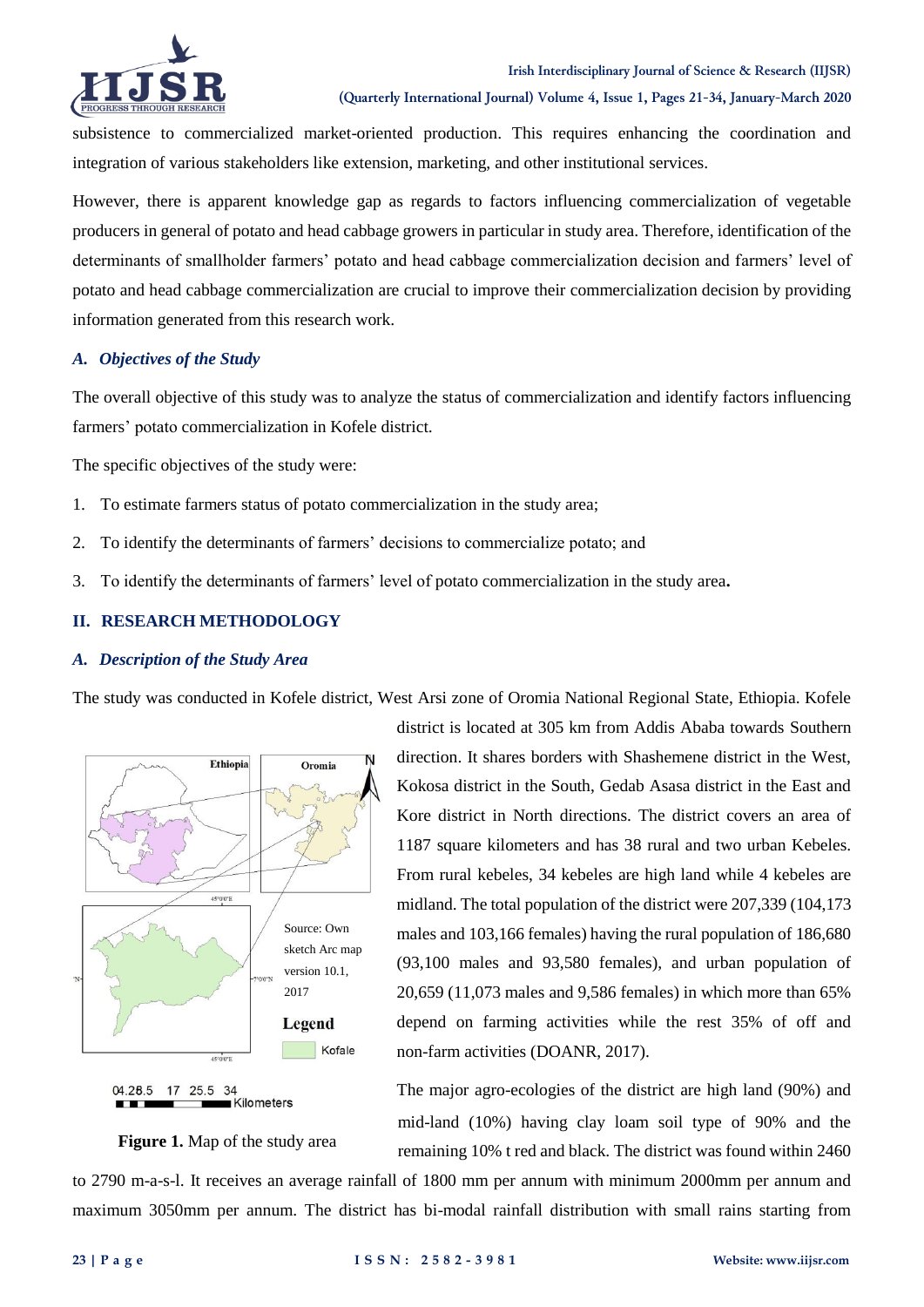subsistence to commercialized market-oriented production. This requires enhancing the coordination and integration of various stakeholders like extension, marketing, and other institutional services.

However, there is apparent knowledge gap as regards to factors influencing commercialization of vegetable producers in general of potato and head cabbage growers in particular in study area. Therefore, identification of the determinants of smallholder farmers' potato and head cabbage commercialization decision and farmers' level of potato and head cabbage commercialization are crucial to improve their commercialization decision by providing information generated from this research work.

### *A. Objectives of the Study*

The overall objective of this study was to analyze the status of commercialization and identify factors influencing farmers' potato commercialization in Kofele district.

The specific objectives of the study were:

1. To estimate farmers status of potato commercialization in the study area;
2. To identify the determinants of farmers' decisions to commercialize potato; and
3. To identify the determinants of farmers' level of potato commercialization in the study area**.**

## II. RESEARCH METHODOLOGY

### *A. Description of the Study Area*

The study was conducted in Kofele district, West Arsi zone of Oromia National Regional State, Ethiopia. Kofele district is located at 305 km from Addis Ababa towards Southern direction. It shares borders with Shashemene district in the West, Kokosa district in the South, Gedab Asasa district in the East and Kore district in North directions. The district covers an area of 1187 square kilometers and has 38 rural and two urban Kebeles. From rural kebeles, 34 kebeles are high land while 4 kebeles are midland. The total population of the district were 207,339 (104,173 males and 103,166 females) having the rural population of 186,680 (93,100 males and 93,580 females), and urban population of 20,659 (11,073 males and 9,586 females) in which more than 65% depend on farming activities while the rest 35% of off and non-farm activities (DOANR, 2017).

Source: Own sketch Arc map version 10.1, 2017

**Figure 1.** Map of the study area

The major agro-ecologies of the district are high land (90%) and mid-land (10%) having clay loam soil type of 90% and the remaining 10% t red and black. The district was found within 2460 to 2790 m-a-s-l. It receives an average rainfall of 1800 mm per annum with minimum 2000mm per annum and maximum 3050mm per annum. The district has bi-modal rainfall distribution with small rains starting from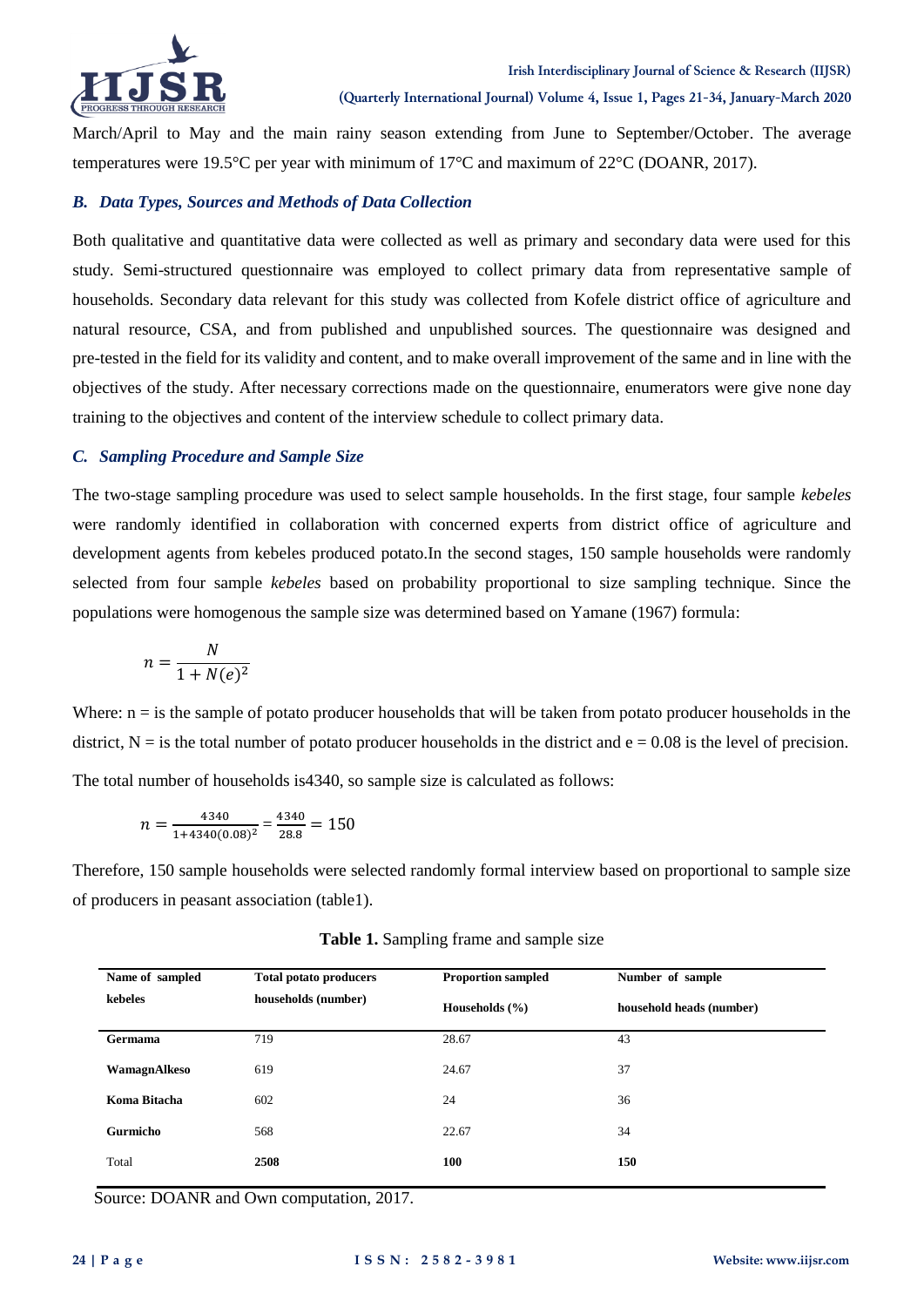March/April to May and the main rainy season extending from June to September/October. The average temperatures were 19.5°C per year with minimum of 17°C and maximum of 22°C (DOANR, 2017).

### *B. Data Types, Sources and Methods of Data Collection*

Both qualitative and quantitative data were collected as well as primary and secondary data were used for this study. Semi-structured questionnaire was employed to collect primary data from representative sample of households. Secondary data relevant for this study was collected from Kofele district office of agriculture and natural resource, CSA, and from published and unpublished sources. The questionnaire was designed and pre-tested in the field for its validity and content, and to make overall improvement of the same and in line with the objectives of the study. After necessary corrections made on the questionnaire, enumerators were give none day training to the objectives and content of the interview schedule to collect primary data.

### *C. Sampling Procedure and Sample Size*

The two-stage sampling procedure was used to select sample households. In the first stage, four sample *kebeles* were randomly identified in collaboration with concerned experts from district office of agriculture and development agents from kebeles produced potato.In the second stages, 150 sample households were randomly selected from four sample *kebeles* based on probability proportional to size sampling technique. Since the populations were homogenous the sample size was determined based on Yamane (1967) formula:

$$n = \frac{N}{1 + N(e)^2}$$

Where: n = is the sample of potato producer households that will be taken from potato producer households in the district, N = is the total number of potato producer households in the district and e = 0.08 is the level of precision.

The total number of households is4340, so sample size is calculated as follows:

$$n = \frac{4340}{1+4340(0.08)^2} = \frac{4340}{28.8} = 150$$

Therefore, 150 sample households were selected randomly formal interview based on proportional to sample size of producers in peasant association (table1).

**Table 1.** Sampling frame and sample size

| Name of sampled kebeles | Total potato producers households (number) | Proportion sampled Households (%) | Number of sample household heads (number) |
|---|---|---|---|
| **Germama** | 719 | 28.67 | 43 |
| **WamagnAlkeso** | 619 | 24.67 | 37 |
| **Koma Bitacha** | 602 | 24 | 36 |
| **Gurmicho** | 568 | 22.67 | 34 |
| Total | **2508** | **100** | **150** |

Source: DOANR and Own computation, 2017.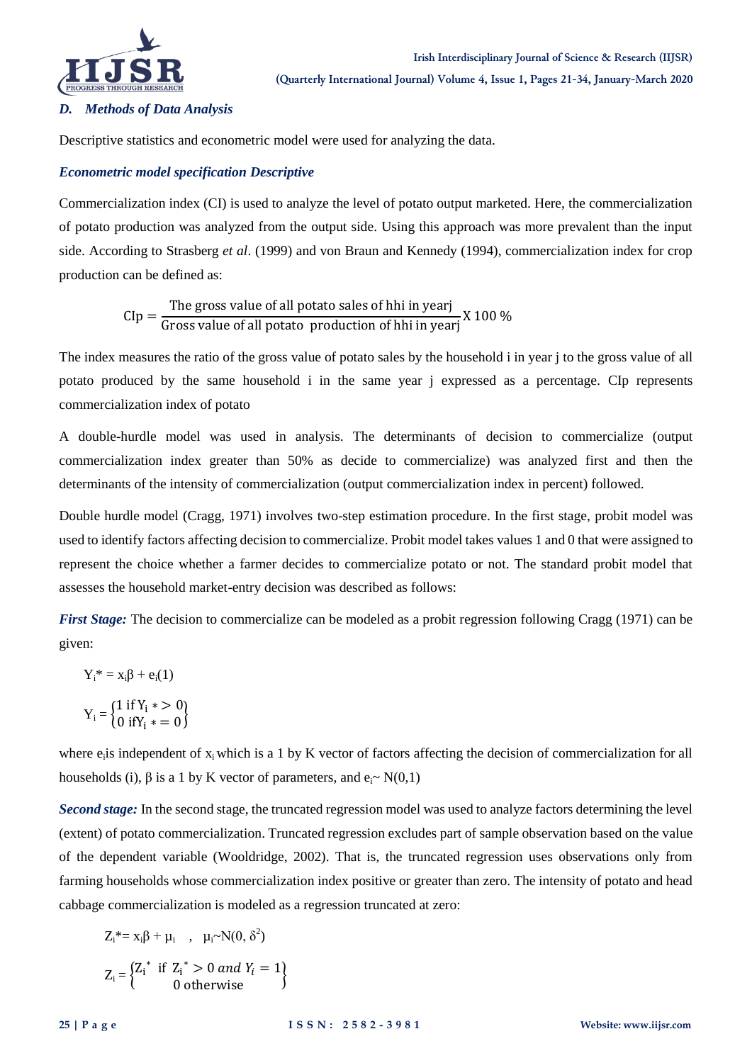### *D. Methods of Data Analysis*

Descriptive statistics and econometric model were used for analyzing the data.

***Econometric model specification Descriptive***

Commercialization index (CI) is used to analyze the level of potato output marketed. Here, the commercialization of potato production was analyzed from the output side. Using this approach was more prevalent than the input side. According to Strasberg *et al*. (1999) and von Braun and Kennedy (1994), commercialization index for crop production can be defined as:

$$\text{CIp} = \frac{\text{The gross value of all potato sales of hhi in yearj}}{\text{Gross value of all potato production of hhi in yearj}} \text{X } 100\ \%$$

The index measures the ratio of the gross value of potato sales by the household i in year j to the gross value of all potato produced by the same household i in the same year j expressed as a percentage. CIp represents commercialization index of potato

A double-hurdle model was used in analysis. The determinants of decision to commercialize (output commercialization index greater than 50% as decide to commercialize) was analyzed first and then the determinants of the intensity of commercialization (output commercialization index in percent) followed.

Double hurdle model (Cragg, 1971) involves two-step estimation procedure. In the first stage, probit model was used to identify factors affecting decision to commercialize. Probit model takes values 1 and 0 that were assigned to represent the choice whether a farmer decides to commercialize potato or not. The standard probit model that assesses the household market-entry decision was described as follows:

***First Stage:*** The decision to commercialize can be modeled as a probit regression following Cragg (1971) can be given:

$$Y_i^* = x_i\beta + e_i (1)$$

$$Y_i = \begin{cases} 1 \text{ if } Y_i * > 0 \\ 0 \text{ if} Y_i * = 0 \end{cases}$$

where $e_i$ is independent of $x_i$ which is a 1 by K vector of factors affecting the decision of commercialization for all households (i), β is a 1 by K vector of parameters, and $e_i \sim N(0,1)$

***Second stage:*** In the second stage, the truncated regression model was used to analyze factors determining the level (extent) of potato commercialization. Truncated regression excludes part of sample observation based on the value of the dependent variable (Wooldridge, 2002). That is, the truncated regression uses observations only from farming households whose commercialization index positive or greater than zero. The intensity of potato and head cabbage commercialization is modeled as a regression truncated at zero:

$$Z_i^* = x_i\beta + \mu_i \quad , \quad \mu_i \sim N(0, \delta^2)$$

$$Z_i = \begin{cases} Z_i^* \text{ if } Z_i^* > 0 \text{ and } Y_i = 1 \\ 0 \text{ otherwise} \end{cases}$$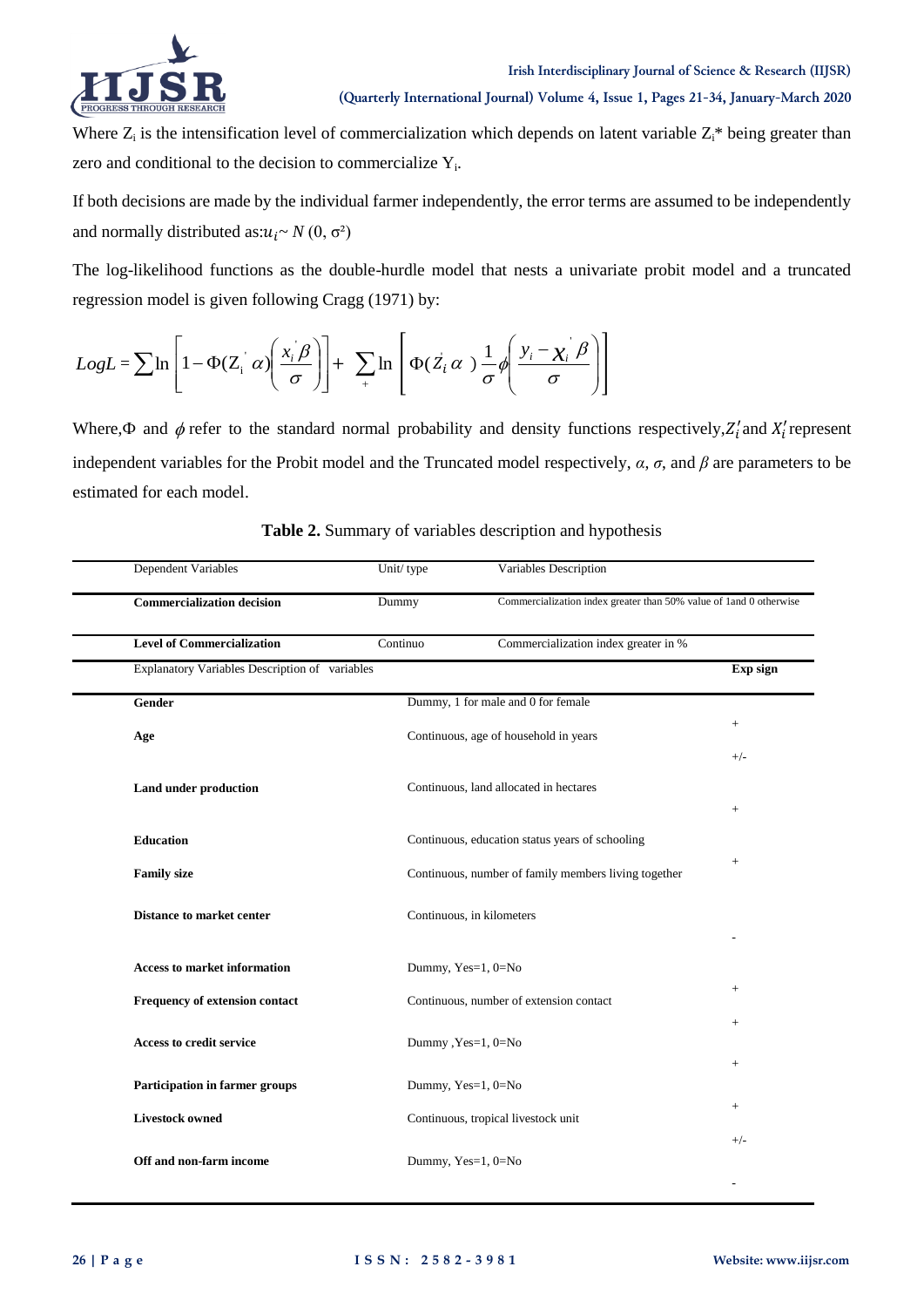Where $Z_i$ is the intensification level of commercialization which depends on latent variable $Z_i$* being greater than zero and conditional to the decision to commercialize $Y_i$.

If both decisions are made by the individual farmer independently, the error terms are assumed to be independently and normally distributed as:$u_i \sim N(0, \sigma^2)$

The log-likelihood functions as the double-hurdle model that nests a univariate probit model and a truncated regression model is given following Cragg (1971) by:

$$LogL = \sum \ln \left[ 1 - \Phi(Z_i^{'} \alpha) \left( \frac{x_i^{'} \beta}{\sigma} \right) \right] + \sum_{+} \ln \left[ \Phi(Z_i^{'} \alpha) \frac{1}{\sigma} \phi \left( \frac{y_i - \chi_i^{'} \beta}{\sigma} \right) \right]$$

Where,$\Phi$ and $\phi$ refer to the standard normal probability and density functions respectively,$Z_i'$and $X_i'$represent independent variables for the Probit model and the Truncated model respectively, $\alpha$, $\sigma$, and $\beta$ are parameters to be estimated for each model.

**Table 2.** Summary of variables description and hypothesis

| Dependent Variables | Unit/ type | Variables Description | |
|---|---|---|---|
| **Commercialization decision** | Dummy | Commercialization index greater than 50% value of 1and 0 otherwise | |
| **Level of Commercialization** | Continuo | Commercialization index greater in % | |
| Explanatory Variables Description of variables | | | **Exp sign** |
| **Gender** | | Dummy, 1 for male and 0 for female | + |
| **Age** | | Continuous, age of household in years | +/- |
| **Land under production** | | Continuous, land allocated in hectares | + |
| **Education** | | Continuous, education status years of schooling | + |
| **Family size** | | Continuous, number of family members living together | |
| **Distance to market center** | | Continuous, in kilometers | - |
| **Access to market information** | | Dummy, Yes=1, 0=No | + |
| **Frequency of extension contact** | | Continuous, number of extension contact | + |
| **Access to credit service** | | Dummy ,Yes=1, 0=No | + |
| **Participation in farmer groups** | | Dummy, Yes=1, 0=No | + |
| **Livestock owned** | | Continuous, tropical livestock unit | +/- |
| **Off and non-farm income** | | Dummy, Yes=1, 0=No | - |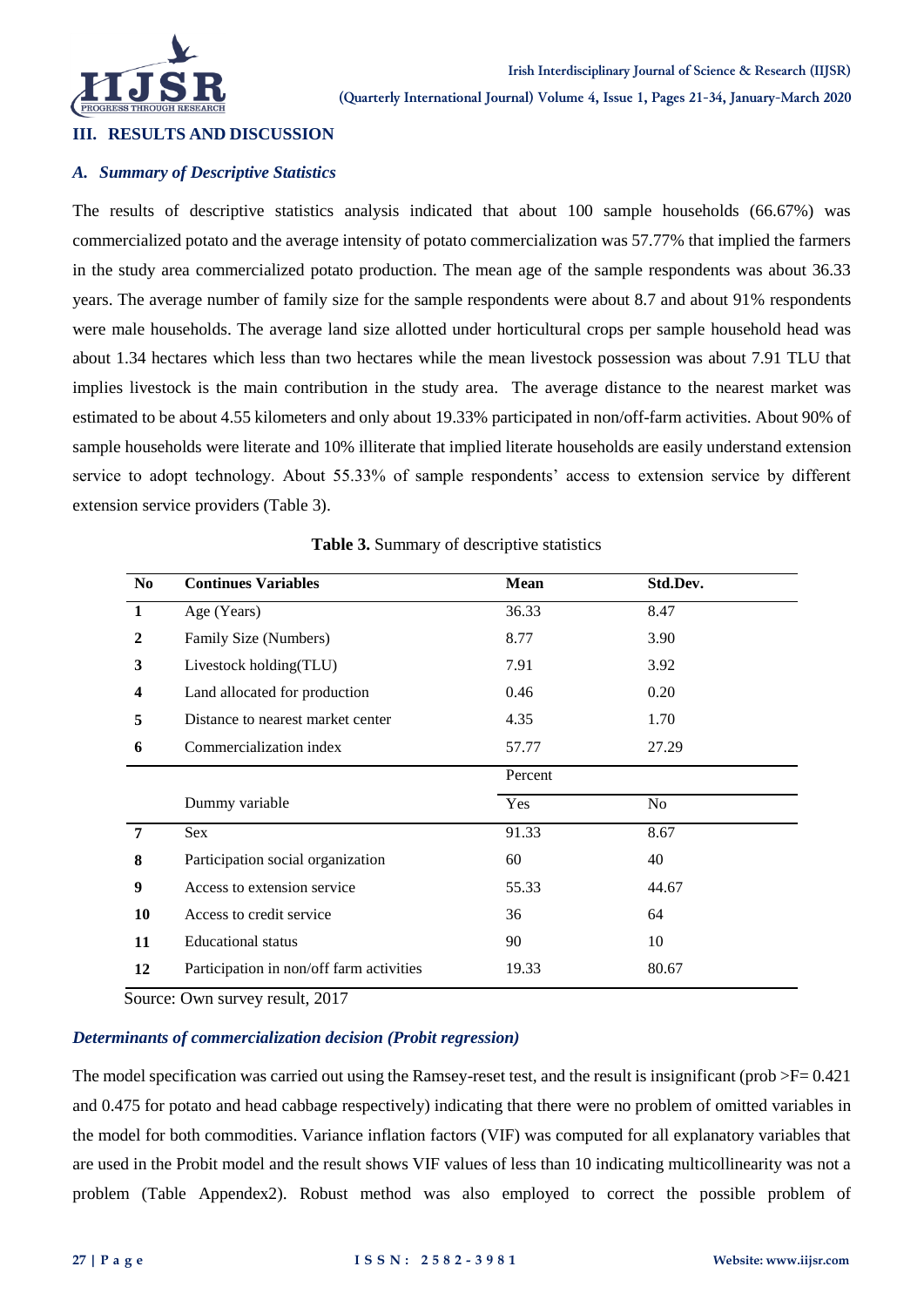## III. RESULTS AND DISCUSSION

### *A. Summary of Descriptive Statistics*

The results of descriptive statistics analysis indicated that about 100 sample households (66.67%) was commercialized potato and the average intensity of potato commercialization was 57.77% that implied the farmers in the study area commercialized potato production. The mean age of the sample respondents was about 36.33 years. The average number of family size for the sample respondents were about 8.7 and about 91% respondents were male households. The average land size allotted under horticultural crops per sample household head was about 1.34 hectares which less than two hectares while the mean livestock possession was about 7.91 TLU that implies livestock is the main contribution in the study area. The average distance to the nearest market was estimated to be about 4.55 kilometers and only about 19.33% participated in non/off-farm activities. About 90% of sample households were literate and 10% illiterate that implied literate households are easily understand extension service to adopt technology. About 55.33% of sample respondents' access to extension service by different extension service providers (Table 3).

**Table 3.** Summary of descriptive statistics

| No | Continues Variables | Mean | Std.Dev. |
|---|---|---|---|
| 1 | Age (Years) | 36.33 | 8.47 |
| 2 | Family Size (Numbers) | 8.77 | 3.90 |
| 3 | Livestock holding(TLU) | 7.91 | 3.92 |
| 4 | Land allocated for production | 0.46 | 0.20 |
| 5 | Distance to nearest market center | 4.35 | 1.70 |
| 6 | Commercialization index | 57.77 | 27.29 |
| | | Percent | |
| | Dummy variable | Yes | No |
| 7 | Sex | 91.33 | 8.67 |
| 8 | Participation social organization | 60 | 40 |
| 9 | Access to extension service | 55.33 | 44.67 |
| 10 | Access to credit service | 36 | 64 |
| 11 | Educational status | 90 | 10 |
| 12 | Participation in non/off farm activities | 19.33 | 80.67 |

Source: Own survey result, 2017

### *Determinants of commercialization decision (Probit regression)*

The model specification was carried out using the Ramsey-reset test, and the result is insignificant (prob >F= 0.421 and 0.475 for potato and head cabbage respectively) indicating that there were no problem of omitted variables in the model for both commodities. Variance inflation factors (VIF) was computed for all explanatory variables that are used in the Probit model and the result shows VIF values of less than 10 indicating multicollinearity was not a problem (Table Appendex2). Robust method was also employed to correct the possible problem of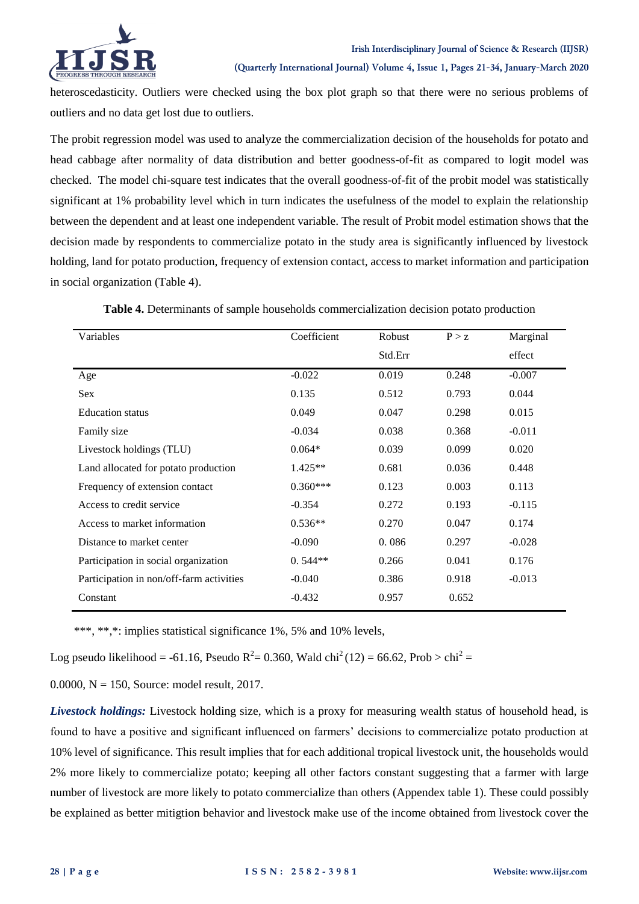heteroscedasticity. Outliers were checked using the box plot graph so that there were no serious problems of outliers and no data get lost due to outliers.

The probit regression model was used to analyze the commercialization decision of the households for potato and head cabbage after normality of data distribution and better goodness-of-fit as compared to logit model was checked. The model chi-square test indicates that the overall goodness-of-fit of the probit model was statistically significant at 1% probability level which in turn indicates the usefulness of the model to explain the relationship between the dependent and at least one independent variable. The result of Probit model estimation shows that the decision made by respondents to commercialize potato in the study area is significantly influenced by livestock holding, land for potato production, frequency of extension contact, access to market information and participation in social organization (Table 4).

**Table 4.** Determinants of sample households commercialization decision potato production

| Variables | Coefficient | Robust Std.Err | P > z | Marginal effect |
|---|---|---|---|---|
| Age | -0.022 | 0.019 | 0.248 | -0.007 |
| Sex | 0.135 | 0.512 | 0.793 | 0.044 |
| Education status | 0.049 | 0.047 | 0.298 | 0.015 |
| Family size | -0.034 | 0.038 | 0.368 | -0.011 |
| Livestock holdings (TLU) | 0.064* | 0.039 | 0.099 | 0.020 |
| Land allocated for potato production | 1.425** | 0.681 | 0.036 | 0.448 |
| Frequency of extension contact | 0.360*** | 0.123 | 0.003 | 0.113 |
| Access to credit service | -0.354 | 0.272 | 0.193 | -0.115 |
| Access to market information | 0.536** | 0.270 | 0.047 | 0.174 |
| Distance to market center | -0.090 | 0. 086 | 0.297 | -0.028 |
| Participation in social organization | 0. 544** | 0.266 | 0.041 | 0.176 |
| Participation in non/off-farm activities | -0.040 | 0.386 | 0.918 | -0.013 |
| Constant | -0.432 | 0.957 | 0.652 | |

***, **,*: implies statistical significance 1%, 5% and 10% levels,

Log pseudo likelihood = -61.16, Pseudo $R^2$= 0.360, Wald $chi^2(12)$ = 66.62, Prob > $chi^2$ = 0.0000, N = 150, Source: model result, 2017.

***Livestock holdings:*** Livestock holding size, which is a proxy for measuring wealth status of household head, is found to have a positive and significant influenced on farmers' decisions to commercialize potato production at 10% level of significance. This result implies that for each additional tropical livestock unit, the households would 2% more likely to commercialize potato; keeping all other factors constant suggesting that a farmer with large number of livestock are more likely to potato commercialize than others (Appendex table 1). These could possibly be explained as better mitigtion behavior and livestock make use of the income obtained from livestock cover the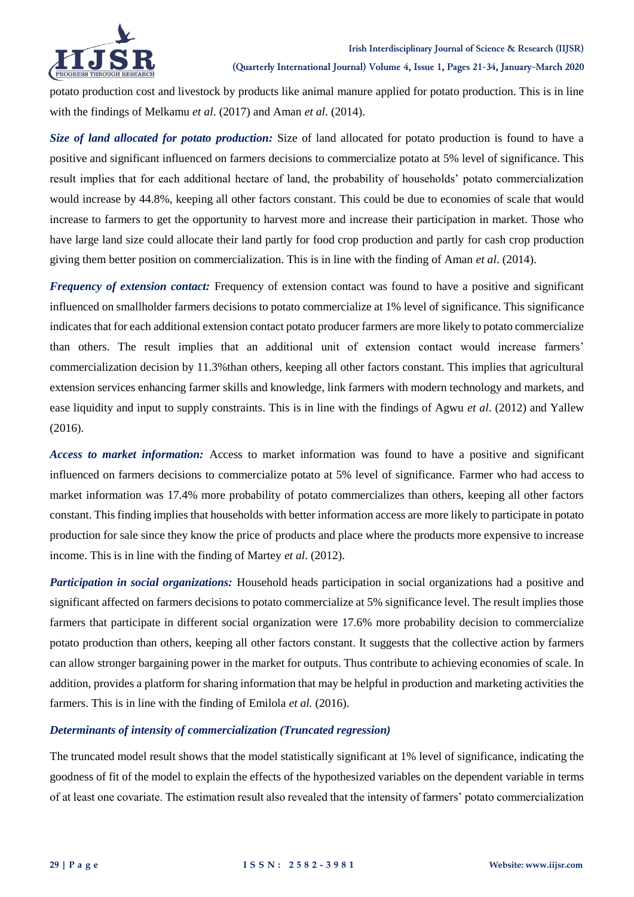potato production cost and livestock by products like animal manure applied for potato production. This is in line with the findings of Melkamu *et al*. (2017) and Aman *et al*. (2014).

***Size of land allocated for potato production:*** Size of land allocated for potato production is found to have a positive and significant influenced on farmers decisions to commercialize potato at 5% level of significance. This result implies that for each additional hectare of land, the probability of households' potato commercialization would increase by 44.8%, keeping all other factors constant. This could be due to economies of scale that would increase to farmers to get the opportunity to harvest more and increase their participation in market. Those who have large land size could allocate their land partly for food crop production and partly for cash crop production giving them better position on commercialization. This is in line with the finding of Aman *et al*. (2014).

***Frequency of extension contact:*** Frequency of extension contact was found to have a positive and significant influenced on smallholder farmers decisions to potato commercialize at 1% level of significance. This significance indicates that for each additional extension contact potato producer farmers are more likely to potato commercialize than others. The result implies that an additional unit of extension contact would increase farmers' commercialization decision by 11.3%than others, keeping all other factors constant. This implies that agricultural extension services enhancing farmer skills and knowledge, link farmers with modern technology and markets, and ease liquidity and input to supply constraints. This is in line with the findings of Agwu *et al*. (2012) and Yallew (2016).

***Access to market information:*** Access to market information was found to have a positive and significant influenced on farmers decisions to commercialize potato at 5% level of significance. Farmer who had access to market information was 17.4% more probability of potato commercializes than others, keeping all other factors constant. This finding implies that households with better information access are more likely to participate in potato production for sale since they know the price of products and place where the products more expensive to increase income. This is in line with the finding of Martey *et al*. (2012).

***Participation in social organizations:*** Household heads participation in social organizations had a positive and significant affected on farmers decisions to potato commercialize at 5% significance level. The result implies those farmers that participate in different social organization were 17.6% more probability decision to commercialize potato production than others, keeping all other factors constant. It suggests that the collective action by farmers can allow stronger bargaining power in the market for outputs. Thus contribute to achieving economies of scale. In addition, provides a platform for sharing information that may be helpful in production and marketing activities the farmers. This is in line with the finding of Emilola *et al.* (2016).

#### *Determinants of intensity of commercialization (Truncated regression)*

The truncated model result shows that the model statistically significant at 1% level of significance, indicating the goodness of fit of the model to explain the effects of the hypothesized variables on the dependent variable in terms of at least one covariate. The estimation result also revealed that the intensity of farmers' potato commercialization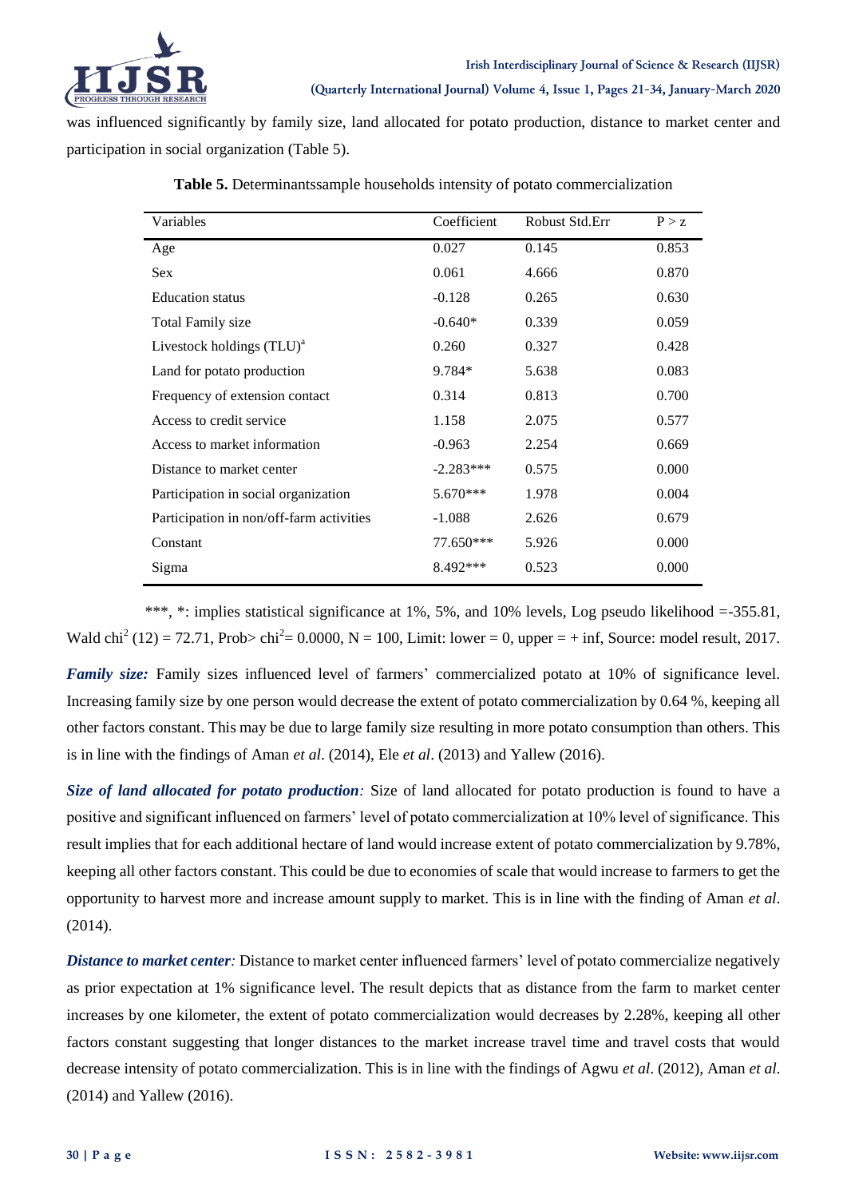was influenced significantly by family size, land allocated for potato production, distance to market center and participation in social organization (Table 5).

**Table 5.** Determinantssample households intensity of potato commercialization

| Variables | Coefficient | Robust Std.Err | P > z |
|---|---|---|---|
| Age | 0.027 | 0.145 | 0.853 |
| Sex | 0.061 | 4.666 | 0.870 |
| Education status | -0.128 | 0.265 | 0.630 |
| Total Family size | -0.640* | 0.339 | 0.059 |
| Livestock holdings (TLU)[a] | 0.260 | 0.327 | 0.428 |
| Land for potato production | 9.784* | 5.638 | 0.083 |
| Frequency of extension contact | 0.314 | 0.813 | 0.700 |
| Access to credit service | 1.158 | 2.075 | 0.577 |
| Access to market information | -0.963 | 2.254 | 0.669 |
| Distance to market center | -2.283*** | 0.575 | 0.000 |
| Participation in social organization | 5.670*** | 1.978 | 0.004 |
| Participation in non/off-farm activities | -1.088 | 2.626 | 0.679 |
| Constant | 77.650*** | 5.926 | 0.000 |
| Sigma | 8.492*** | 0.523 | 0.000 |

***, *: implies statistical significance at 1%, 5%, and 10% levels, Log pseudo likelihood =-355.81, Wald $chi^2$ (12) = 72.71, Prob> $chi^2$= 0.0000, N = 100, Limit: lower = 0, upper = + inf, Source: model result, 2017.

***Family size:*** Family sizes influenced level of farmers' commercialized potato at 10% of significance level. Increasing family size by one person would decrease the extent of potato commercialization by 0.64 %, keeping all other factors constant. This may be due to large family size resulting in more potato consumption than others. This is in line with the findings of Aman *et al*. (2014), Ele *et al*. (2013) and Yallew (2016).

***Size of land allocated for potato production****:* Size of land allocated for potato production is found to have a positive and significant influenced on farmers' level of potato commercialization at 10% level of significance. This result implies that for each additional hectare of land would increase extent of potato commercialization by 9.78%, keeping all other factors constant. This could be due to economies of scale that would increase to farmers to get the opportunity to harvest more and increase amount supply to market. This is in line with the finding of Aman *et al*. (2014).

***Distance to market center****:* Distance to market center influenced farmers' level of potato commercialize negatively as prior expectation at 1% significance level. The result depicts that as distance from the farm to market center increases by one kilometer, the extent of potato commercialization would decreases by 2.28%, keeping all other factors constant suggesting that longer distances to the market increase travel time and travel costs that would decrease intensity of potato commercialization. This is in line with the findings of Agwu *et al*. (2012), Aman *et al*. (2014) and Yallew (2016).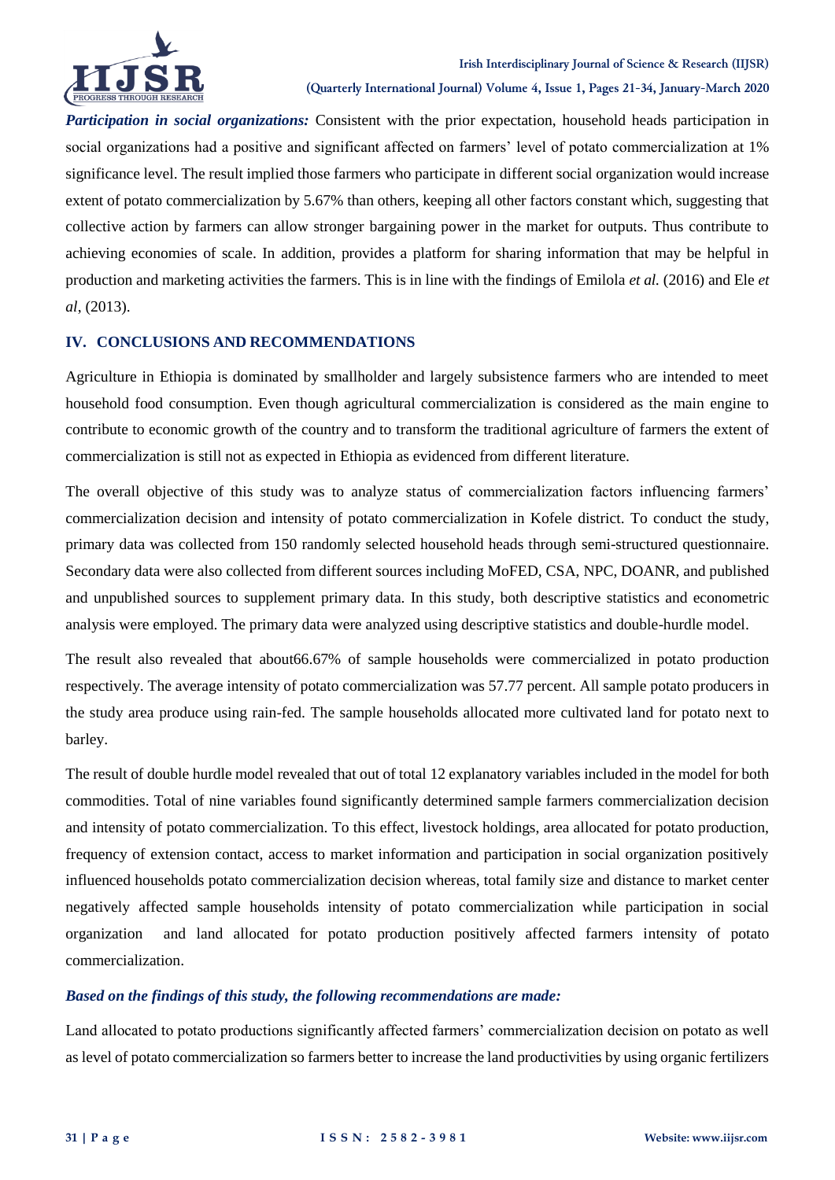***Participation in social organizations:*** Consistent with the prior expectation, household heads participation in social organizations had a positive and significant affected on farmers' level of potato commercialization at 1% significance level. The result implied those farmers who participate in different social organization would increase extent of potato commercialization by 5.67% than others, keeping all other factors constant which, suggesting that collective action by farmers can allow stronger bargaining power in the market for outputs. Thus contribute to achieving economies of scale. In addition, provides a platform for sharing information that may be helpful in production and marketing activities the farmers. This is in line with the findings of Emilola *et al.* (2016) and Ele *et al*, (2013).

## IV. CONCLUSIONS AND RECOMMENDATIONS

Agriculture in Ethiopia is dominated by smallholder and largely subsistence farmers who are intended to meet household food consumption. Even though agricultural commercialization is considered as the main engine to contribute to economic growth of the country and to transform the traditional agriculture of farmers the extent of commercialization is still not as expected in Ethiopia as evidenced from different literature.

The overall objective of this study was to analyze status of commercialization factors influencing farmers' commercialization decision and intensity of potato commercialization in Kofele district. To conduct the study, primary data was collected from 150 randomly selected household heads through semi-structured questionnaire. Secondary data were also collected from different sources including MoFED, CSA, NPC, DOANR, and published and unpublished sources to supplement primary data. In this study, both descriptive statistics and econometric analysis were employed. The primary data were analyzed using descriptive statistics and double-hurdle model.

The result also revealed that about66.67% of sample households were commercialized in potato production respectively. The average intensity of potato commercialization was 57.77 percent. All sample potato producers in the study area produce using rain-fed. The sample households allocated more cultivated land for potato next to barley.

The result of double hurdle model revealed that out of total 12 explanatory variables included in the model for both commodities. Total of nine variables found significantly determined sample farmers commercialization decision and intensity of potato commercialization. To this effect, livestock holdings, area allocated for potato production, frequency of extension contact, access to market information and participation in social organization positively influenced households potato commercialization decision whereas, total family size and distance to market center negatively affected sample households intensity of potato commercialization while participation in social organization and land allocated for potato production positively affected farmers intensity of potato commercialization.

***Based on the findings of this study, the following recommendations are made:***

Land allocated to potato productions significantly affected farmers' commercialization decision on potato as well as level of potato commercialization so farmers better to increase the land productivities by using organic fertilizers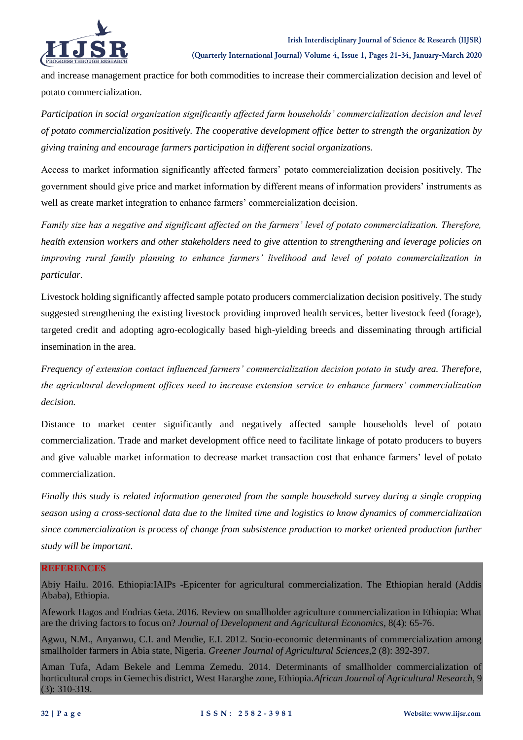and increase management practice for both commodities to increase their commercialization decision and level of potato commercialization.

*Participation in social organization significantly affected farm households' commercialization decision and level of potato commercialization positively. The cooperative development office better to strength the organization by giving training and encourage farmers participation in different social organizations.*

Access to market information significantly affected farmers' potato commercialization decision positively. The government should give price and market information by different means of information providers' instruments as well as create market integration to enhance farmers' commercialization decision.

*Family size has a negative and significant affected on the farmers' level of potato commercialization. Therefore, health extension workers and other stakeholders need to give attention to strengthening and leverage policies on improving rural family planning to enhance farmers' livelihood and level of potato commercialization in particular.*

Livestock holding significantly affected sample potato producers commercialization decision positively. The study suggested strengthening the existing livestock providing improved health services, better livestock feed (forage), targeted credit and adopting agro-ecologically based high-yielding breeds and disseminating through artificial insemination in the area.

*Frequency of extension contact influenced farmers' commercialization decision potato in study area. Therefore, the agricultural development offices need to increase extension service to enhance farmers' commercialization decision.*

Distance to market center significantly and negatively affected sample households level of potato commercialization. Trade and market development office need to facilitate linkage of potato producers to buyers and give valuable market information to decrease market transaction cost that enhance farmers' level of potato commercialization.

*Finally this study is related information generated from the sample household survey during a single cropping season using a cross-sectional data due to the limited time and logistics to know dynamics of commercialization since commercialization is process of change from subsistence production to market oriented production further study will be important.*

## REFERENCES

Abiy Hailu. 2016. Ethiopia:IAIPs -Epicenter for agricultural commercialization. The Ethiopian herald (Addis Ababa), Ethiopia.

Afework Hagos and Endrias Geta. 2016. Review on smallholder agriculture commercialization in Ethiopia: What are the driving factors to focus on? *Journal of Development and Agricultural Economics*, 8(4): 65-76.

Agwu, N.M., Anyanwu, C.I. and Mendie, E.I. 2012. Socio-economic determinants of commercialization among smallholder farmers in Abia state, Nigeria. *Greener Journal of Agricultural Sciences*,2 (8): 392-397.

Aman Tufa, Adam Bekele and Lemma Zemedu. 2014. Determinants of smallholder commercialization of horticultural crops in Gemechis district, West Hararghe zone, Ethiopia.*African Journal of Agricultural Research*, 9 (3): 310-319.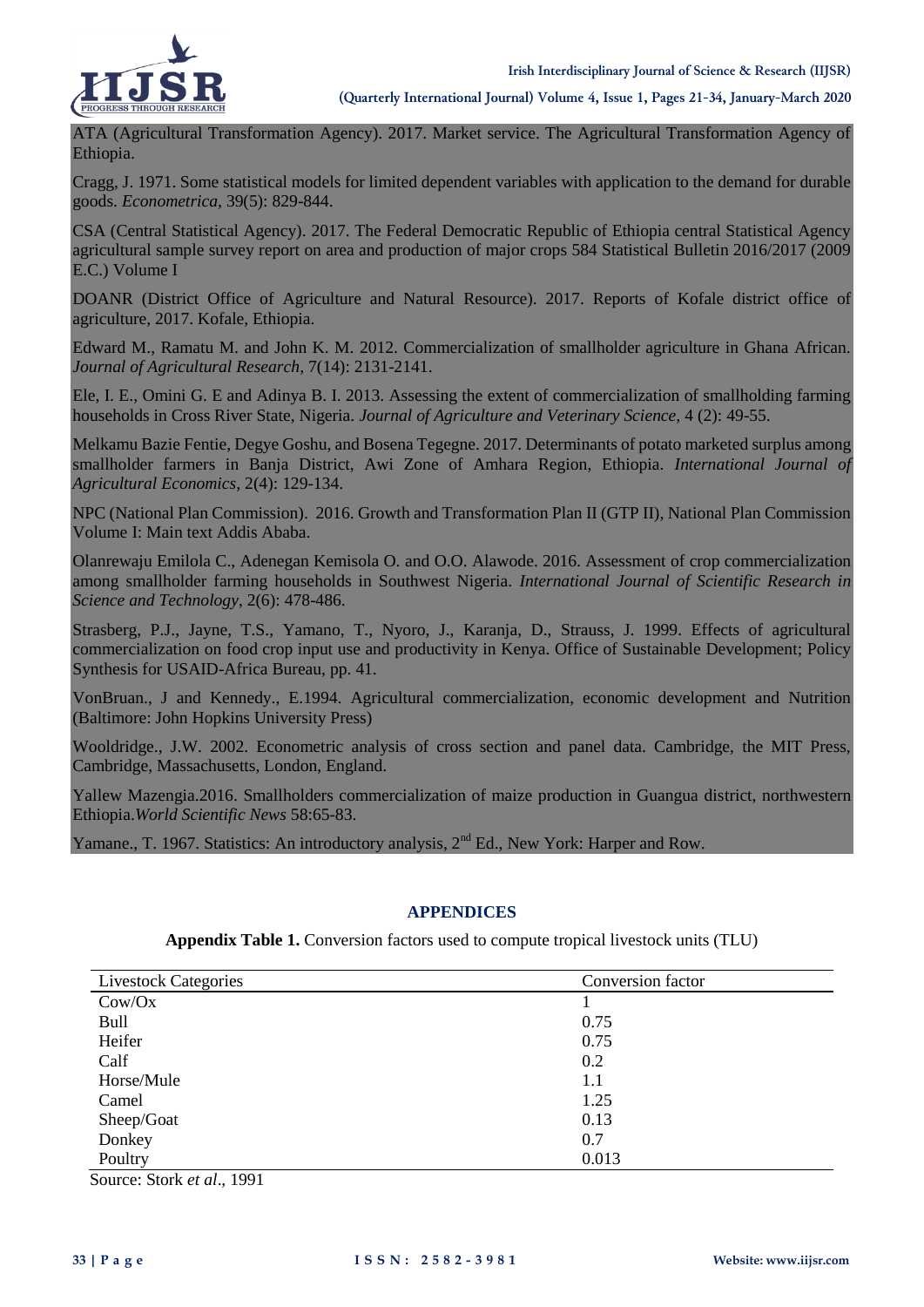ATA (Agricultural Transformation Agency). 2017. Market service. The Agricultural Transformation Agency of Ethiopia.

Cragg, J. 1971. Some statistical models for limited dependent variables with application to the demand for durable goods. *Econometrica*, 39(5): 829-844.

CSA (Central Statistical Agency). 2017. The Federal Democratic Republic of Ethiopia central Statistical Agency agricultural sample survey report on area and production of major crops 584 Statistical Bulletin 2016/2017 (2009 E.C.) Volume I

DOANR (District Office of Agriculture and Natural Resource). 2017. Reports of Kofale district office of agriculture, 2017. Kofale, Ethiopia.

Edward M., Ramatu M. and John K. M. 2012. Commercialization of smallholder agriculture in Ghana African. *Journal of Agricultural Research*, 7(14): 2131-2141.

Ele, I. E., Omini G. E and Adinya B. I. 2013. Assessing the extent of commercialization of smallholding farming households in Cross River State, Nigeria. *Journal of Agriculture and Veterinary Science*, 4 (2): 49-55.

Melkamu Bazie Fentie, Degye Goshu, and Bosena Tegegne. 2017. Determinants of potato marketed surplus among smallholder farmers in Banja District, Awi Zone of Amhara Region, Ethiopia. *International Journal of Agricultural Economics*, 2(4): 129-134.

NPC (National Plan Commission). 2016. Growth and Transformation Plan II (GTP II), National Plan Commission Volume I: Main text Addis Ababa.

Olanrewaju Emilola C., Adenegan Kemisola O. and O.O. Alawode. 2016. Assessment of crop commercialization among smallholder farming households in Southwest Nigeria. *International Journal of Scientific Research in Science and Technology*, 2(6): 478-486.

Strasberg, P.J., Jayne, T.S., Yamano, T., Nyoro, J., Karanja, D., Strauss, J. 1999. Effects of agricultural commercialization on food crop input use and productivity in Kenya. Office of Sustainable Development; Policy Synthesis for USAID-Africa Bureau, pp. 41.

VonBruan., J and Kennedy., E.1994. Agricultural commercialization, economic development and Nutrition (Baltimore: John Hopkins University Press)

Wooldridge., J.W. 2002. Econometric analysis of cross section and panel data. Cambridge, the MIT Press, Cambridge, Massachusetts, London, England.

Yallew Mazengia.2016. Smallholders commercialization of maize production in Guangua district, northwestern Ethiopia.*World Scientific News* 58:65-83.

Yamane., T. 1967. Statistics: An introductory analysis, 2nd Ed., New York: Harper and Row.

## APPENDICES

**Appendix Table 1.** Conversion factors used to compute tropical livestock units (TLU)

| Livestock Categories | Conversion factor |
|---|---|
| Cow/Ox | 1 |
| Bull | 0.75 |
| Heifer | 0.75 |
| Calf | 0.2 |
| Horse/Mule | 1.1 |
| Camel | 1.25 |
| Sheep/Goat | 0.13 |
| Donkey | 0.7 |
| Poultry | 0.013 |

Source: Stork *et al*., 1991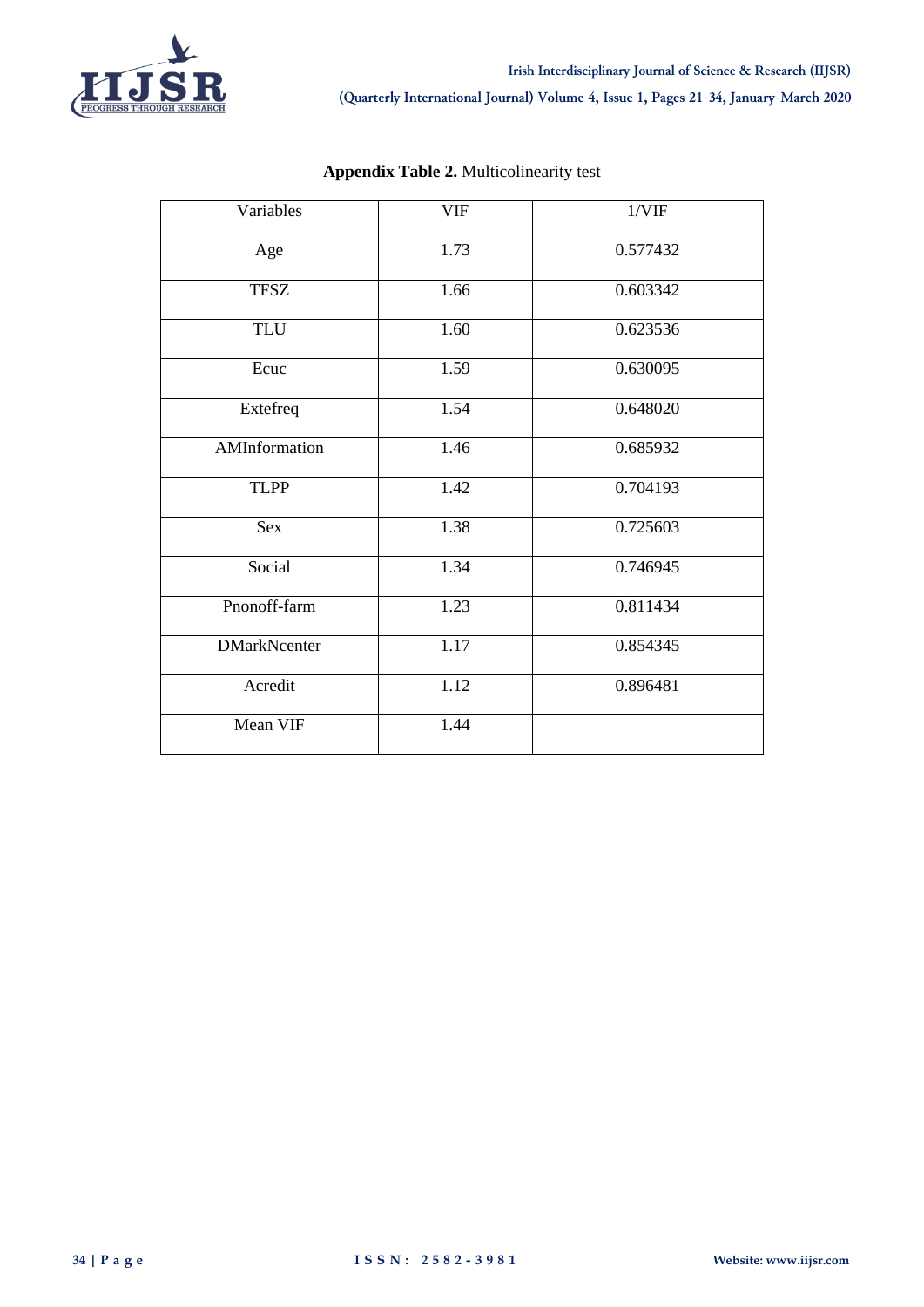**Appendix Table 2.** Multicolinearity test

| Variables | VIF | 1/VIF |
| --- | --- | --- |
| Age | 1.73 | 0.577432 |
| TFSZ | 1.66 | 0.603342 |
| TLU | 1.60 | 0.623536 |
| Ecuc | 1.59 | 0.630095 |
| Extefreq | 1.54 | 0.648020 |
| AMInformation | 1.46 | 0.685932 |
| TLPP | 1.42 | 0.704193 |
| Sex | 1.38 | 0.725603 |
| Social | 1.34 | 0.746945 |
| Pnonoff-farm | 1.23 | 0.811434 |
| DMarkNcenter | 1.17 | 0.854345 |
| Acredit | 1.12 | 0.896481 |
| Mean VIF | 1.44 | |